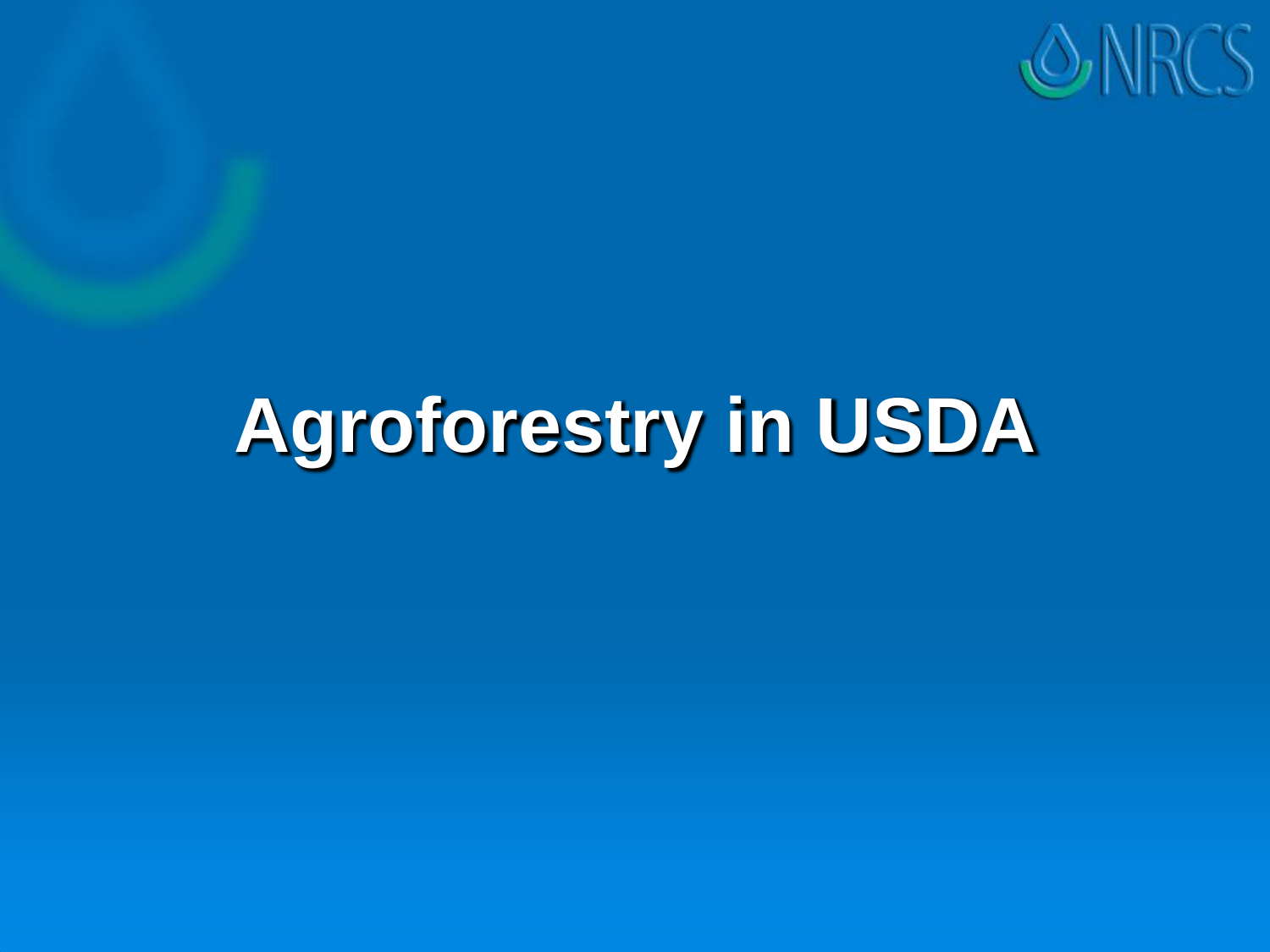# Agroforestry in USDA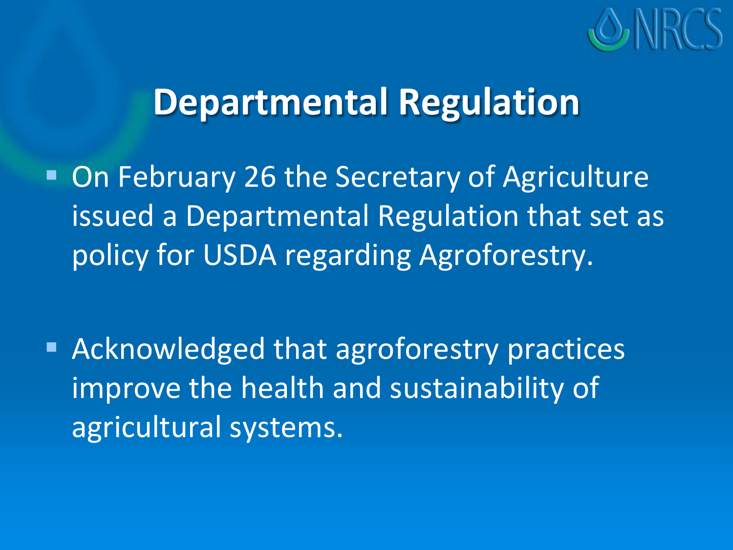# Departmental Regulation

- On February 26 the Secretary of Agriculture issued a Departmental Regulation that set as policy for USDA regarding Agroforestry.
- Acknowledged that agroforestry practices improve the health and sustainability of agricultural systems.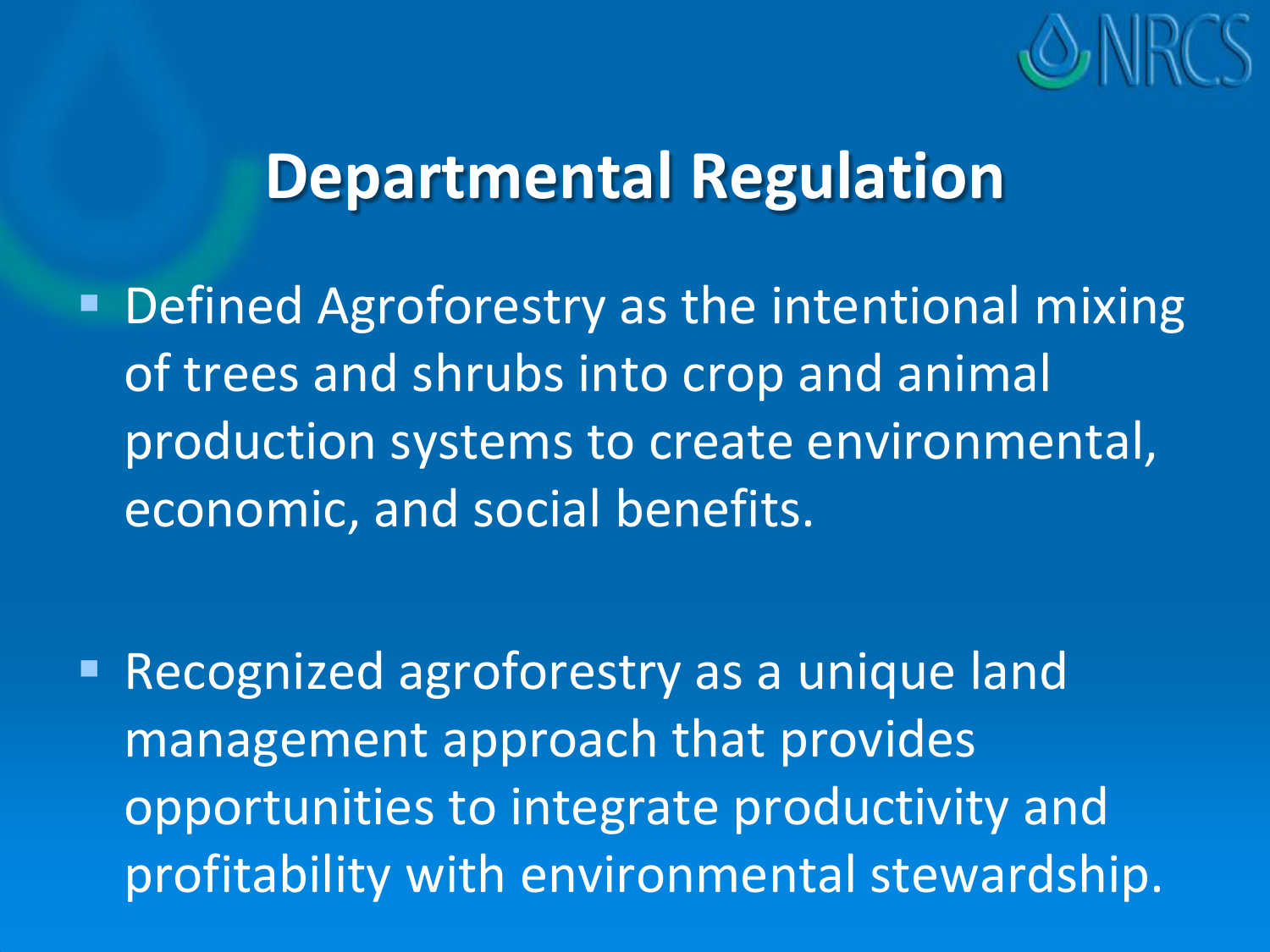# Departmental Regulation

- Defined Agroforestry as the intentional mixing of trees and shrubs into crop and animal production systems to create environmental, economic, and social benefits.

- Recognized agroforestry as a unique land management approach that provides opportunities to integrate productivity and profitability with environmental stewardship.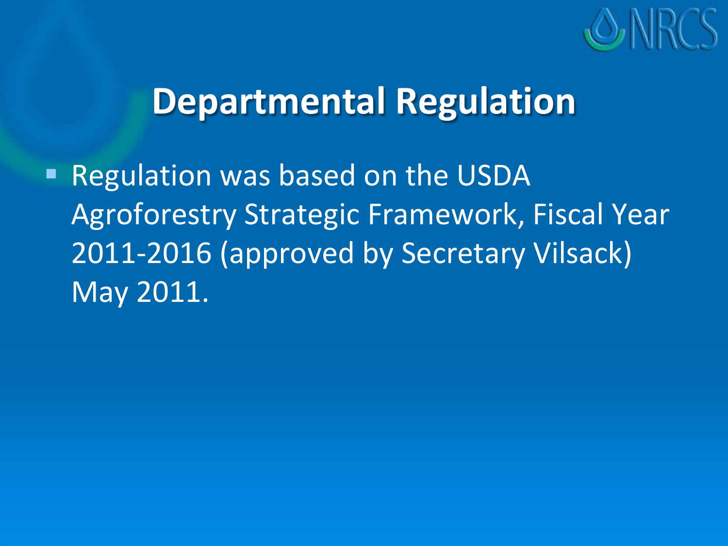# Departmental Regulation

- Regulation was based on the USDA Agroforestry Strategic Framework, Fiscal Year 2011-2016 (approved by Secretary Vilsack) May 2011.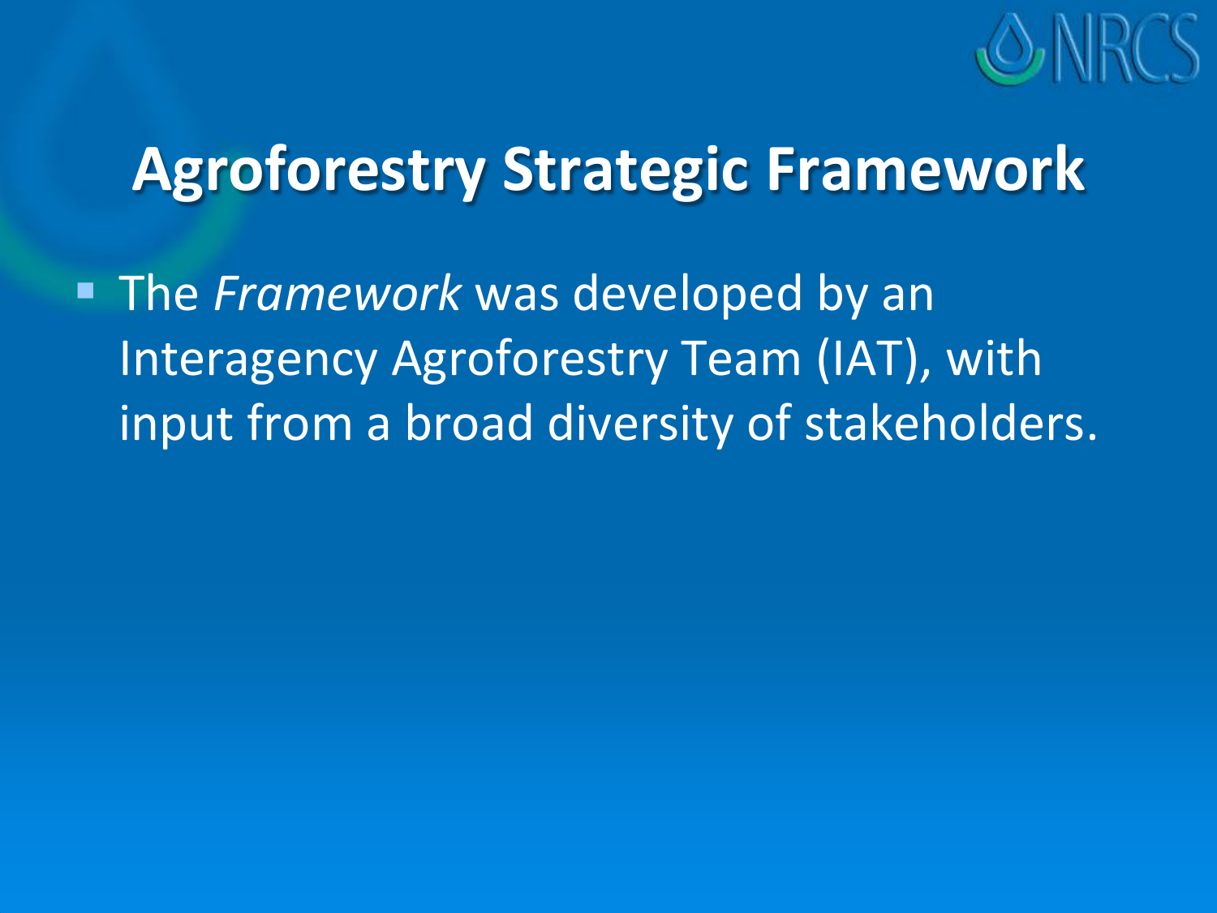# Agroforestry Strategic Framework

- The *Framework* was developed by an Interagency Agroforestry Team (IAT), with input from a broad diversity of stakeholders.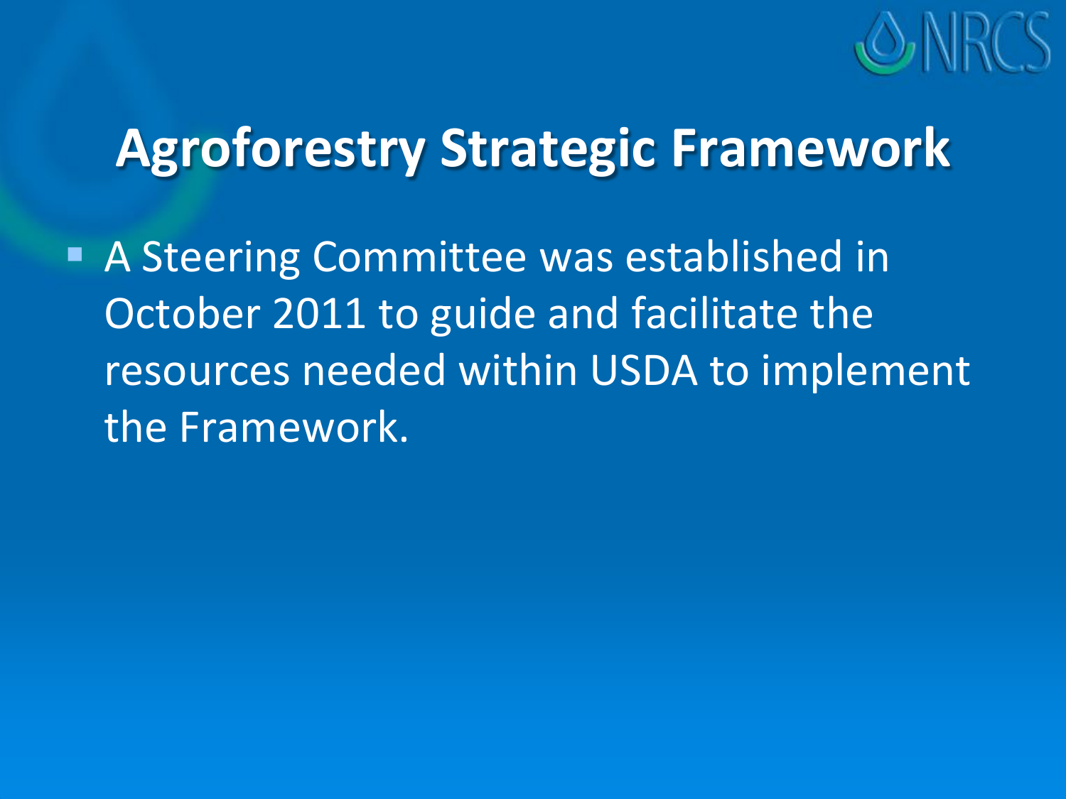# Agroforestry Strategic Framework

- A Steering Committee was established in October 2011 to guide and facilitate the resources needed within USDA to implement the Framework.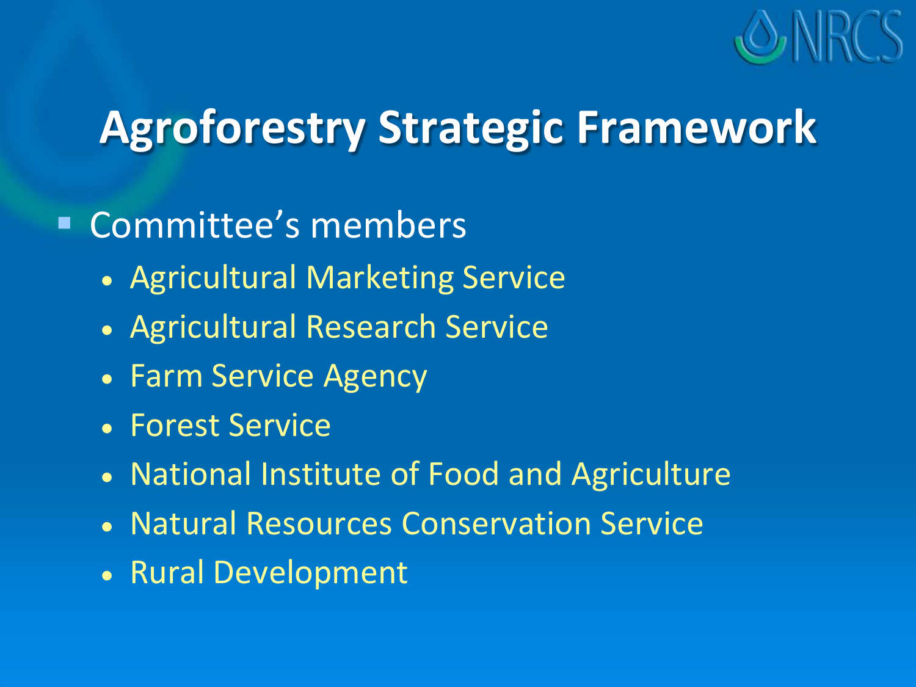# Agroforestry Strategic Framework

- Committee's members
  - Agricultural Marketing Service
  - Agricultural Research Service
  - Farm Service Agency
  - Forest Service
  - National Institute of Food and Agriculture
  - Natural Resources Conservation Service
  - Rural Development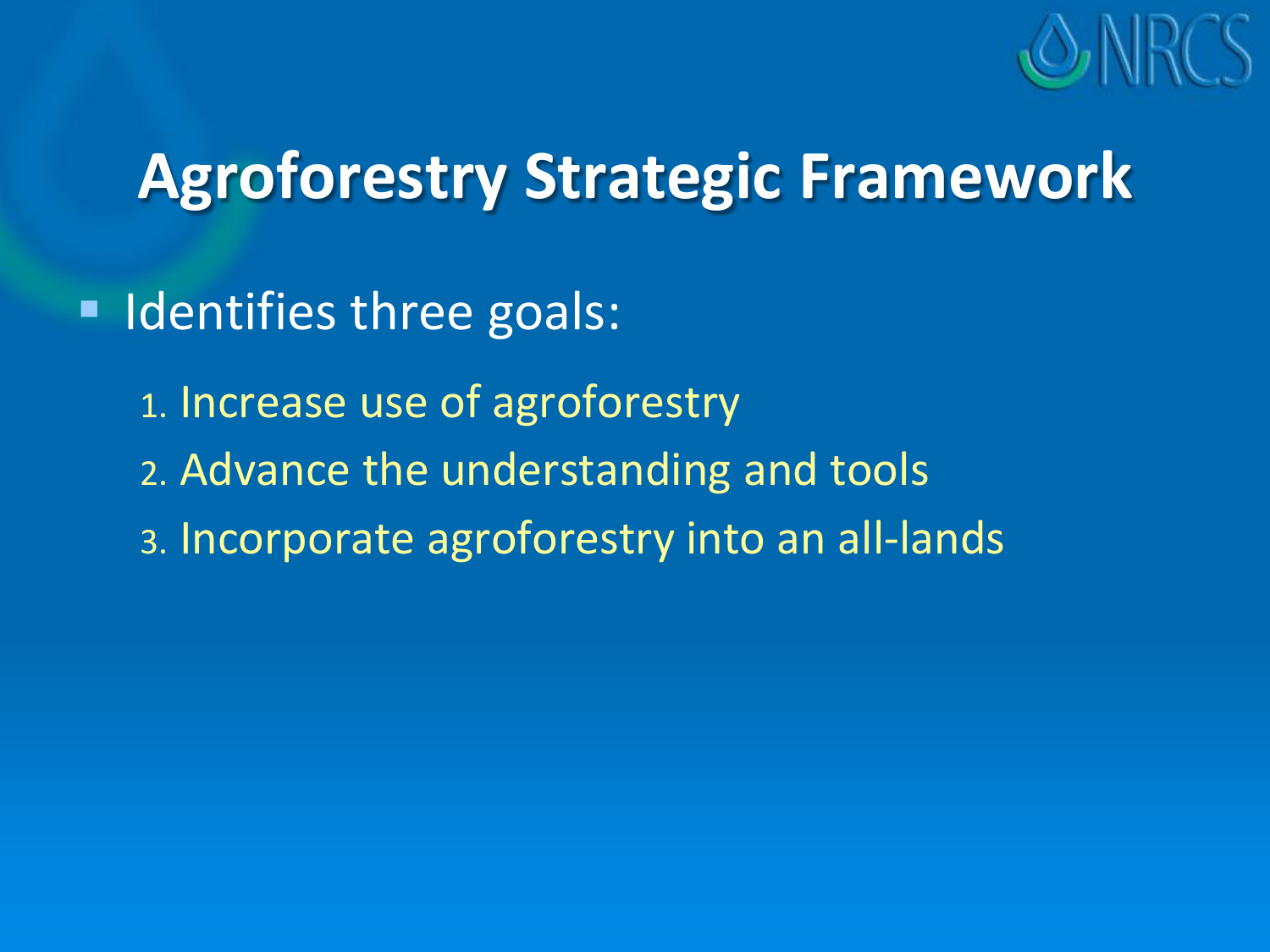# Agroforestry Strategic Framework

- Identifies three goals:
  1. Increase use of agroforestry
  2. Advance the understanding and tools
  3. Incorporate agroforestry into an all-lands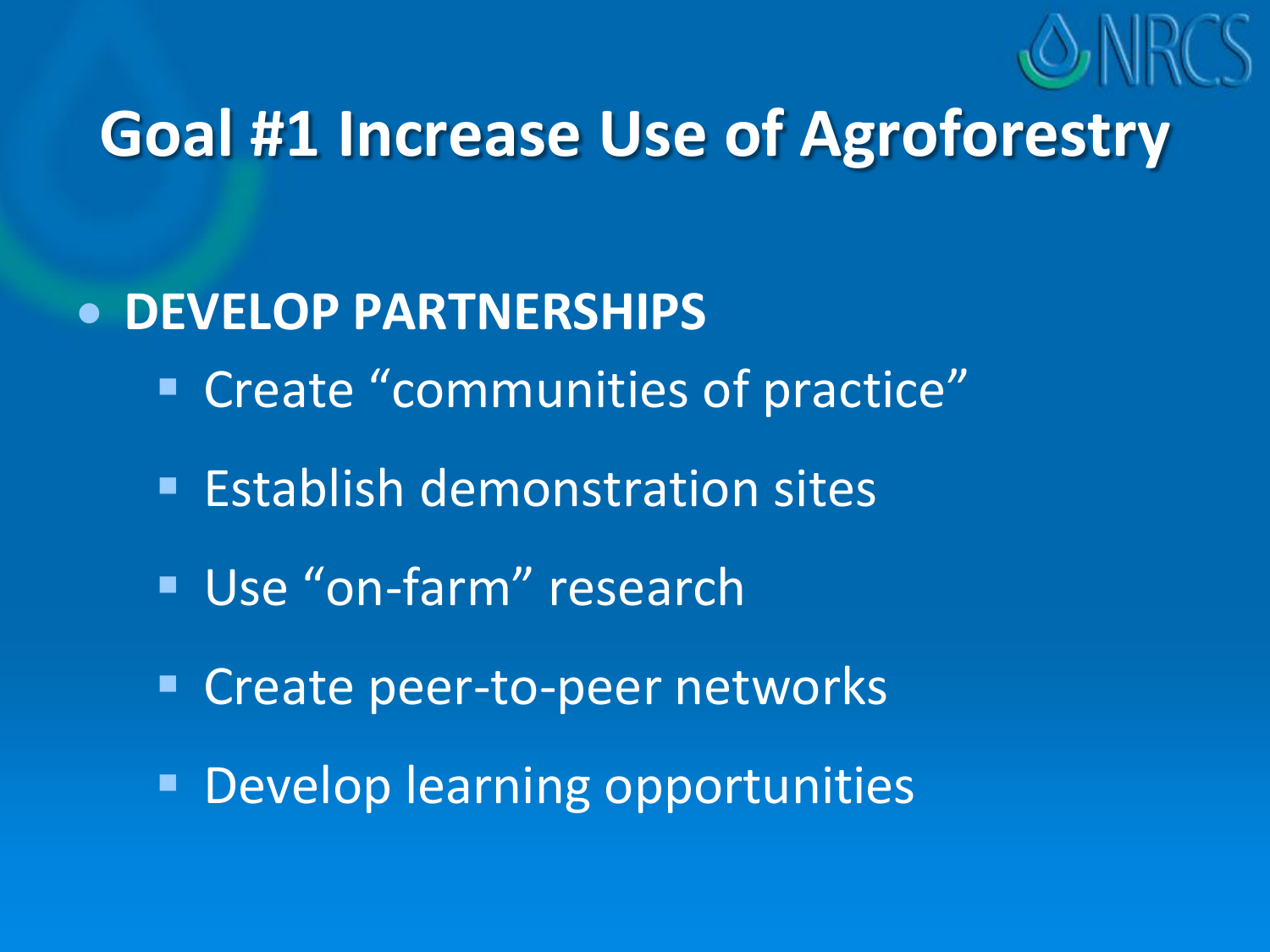# Goal #1 Increase Use of Agroforestry

- **DEVELOP PARTNERSHIPS**
  - Create "communities of practice"
  - Establish demonstration sites
  - Use "on-farm" research
  - Create peer-to-peer networks
  - Develop learning opportunities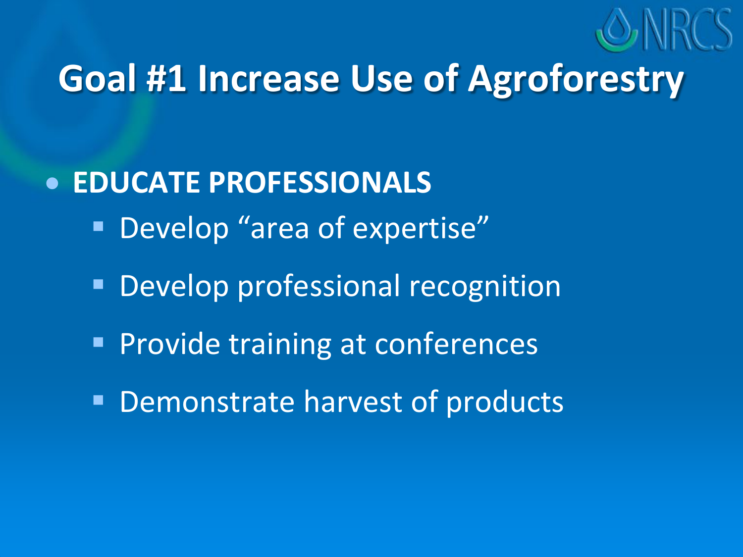# Goal #1 Increase Use of Agroforestry

- **EDUCATE PROFESSIONALS**
  - Develop “area of expertise”
  - Develop professional recognition
  - Provide training at conferences
  - Demonstrate harvest of products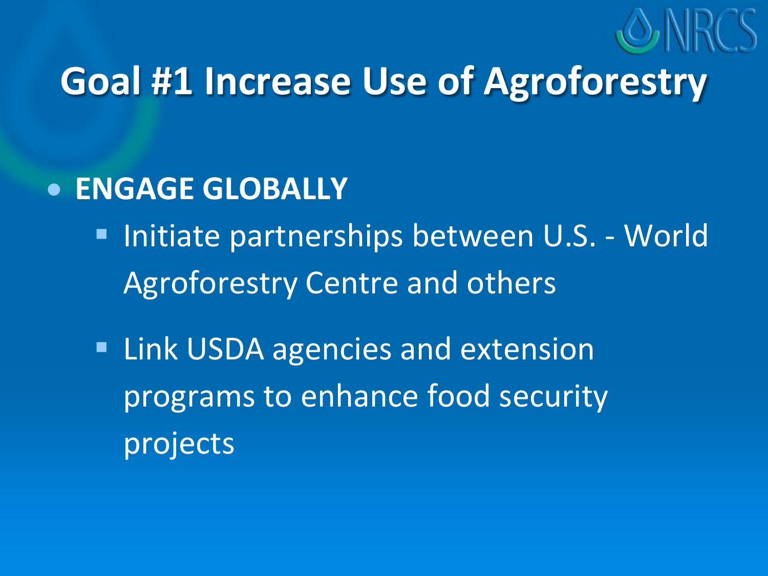# Goal #1 Increase Use of Agroforestry

- **ENGAGE GLOBALLY**
  - Initiate partnerships between U.S. - World Agroforestry Centre and others
  - Link USDA agencies and extension programs to enhance food security projects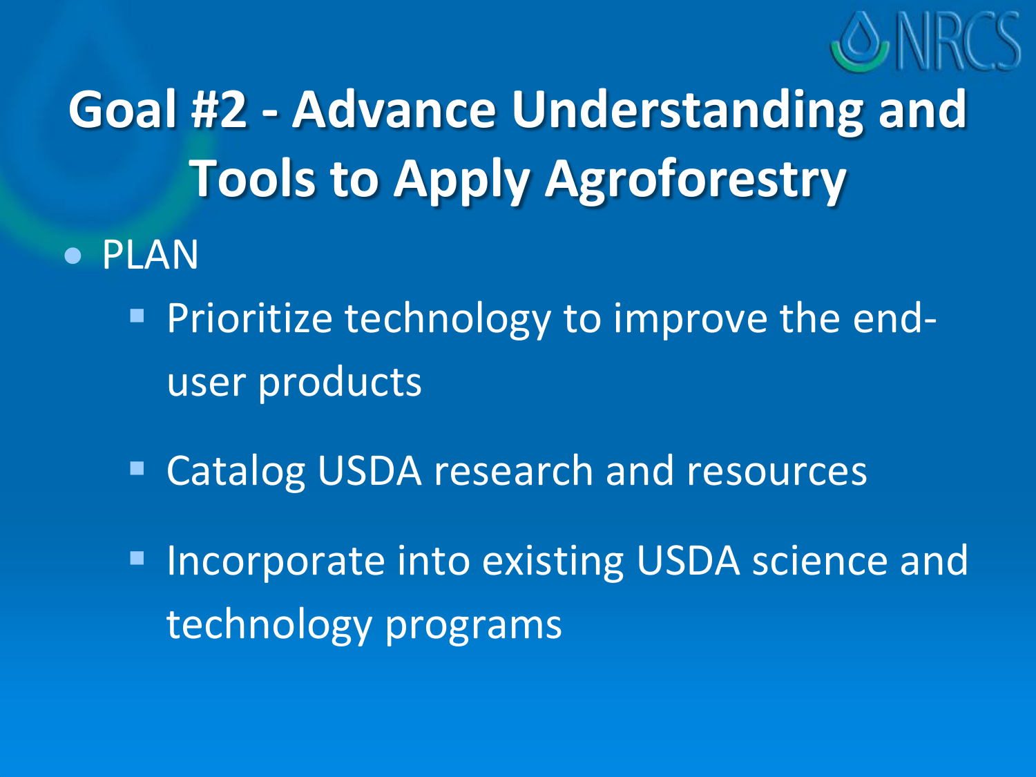# Goal #2 - Advance Understanding and Tools to Apply Agroforestry

- PLAN
  - Prioritize technology to improve the end-user products
  - Catalog USDA research and resources
  - Incorporate into existing USDA science and technology programs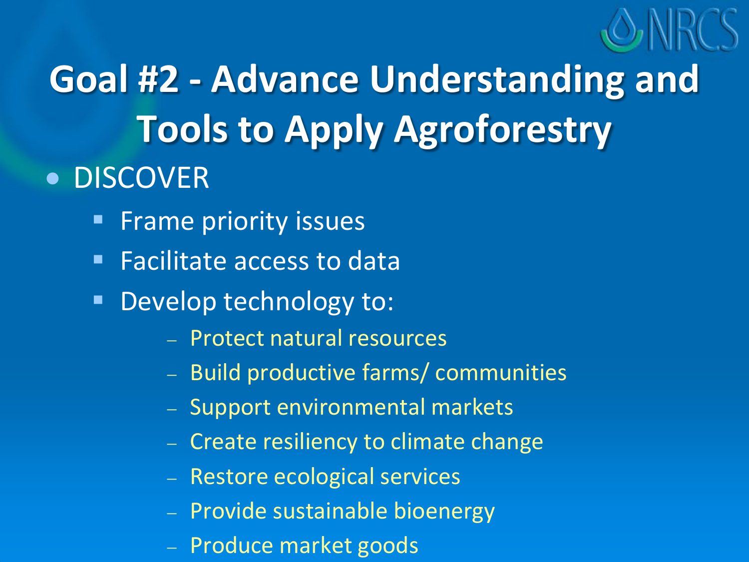# Goal #2 - Advance Understanding and Tools to Apply Agroforestry

- DISCOVER
  - Frame priority issues
  - Facilitate access to data
  - Develop technology to:
    - Protect natural resources
    - Build productive farms/ communities
    - Support environmental markets
    - Create resiliency to climate change
    - Restore ecological services
    - Provide sustainable bioenergy
    - Produce market goods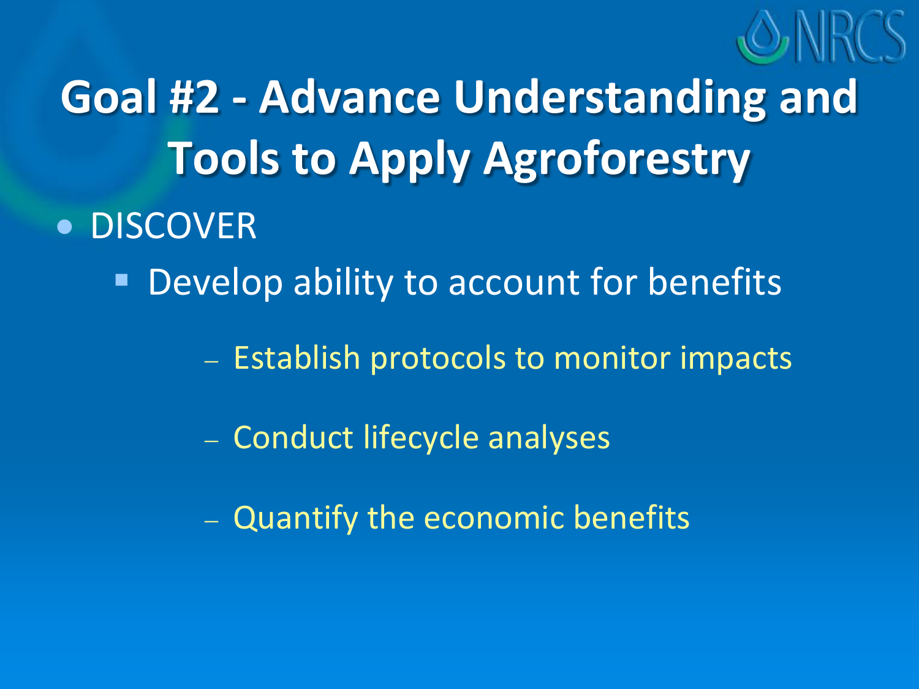# Goal #2 - Advance Understanding and Tools to Apply Agroforestry

- DISCOVER
  - Develop ability to account for benefits
    - Establish protocols to monitor impacts
    - Conduct lifecycle analyses
    - Quantify the economic benefits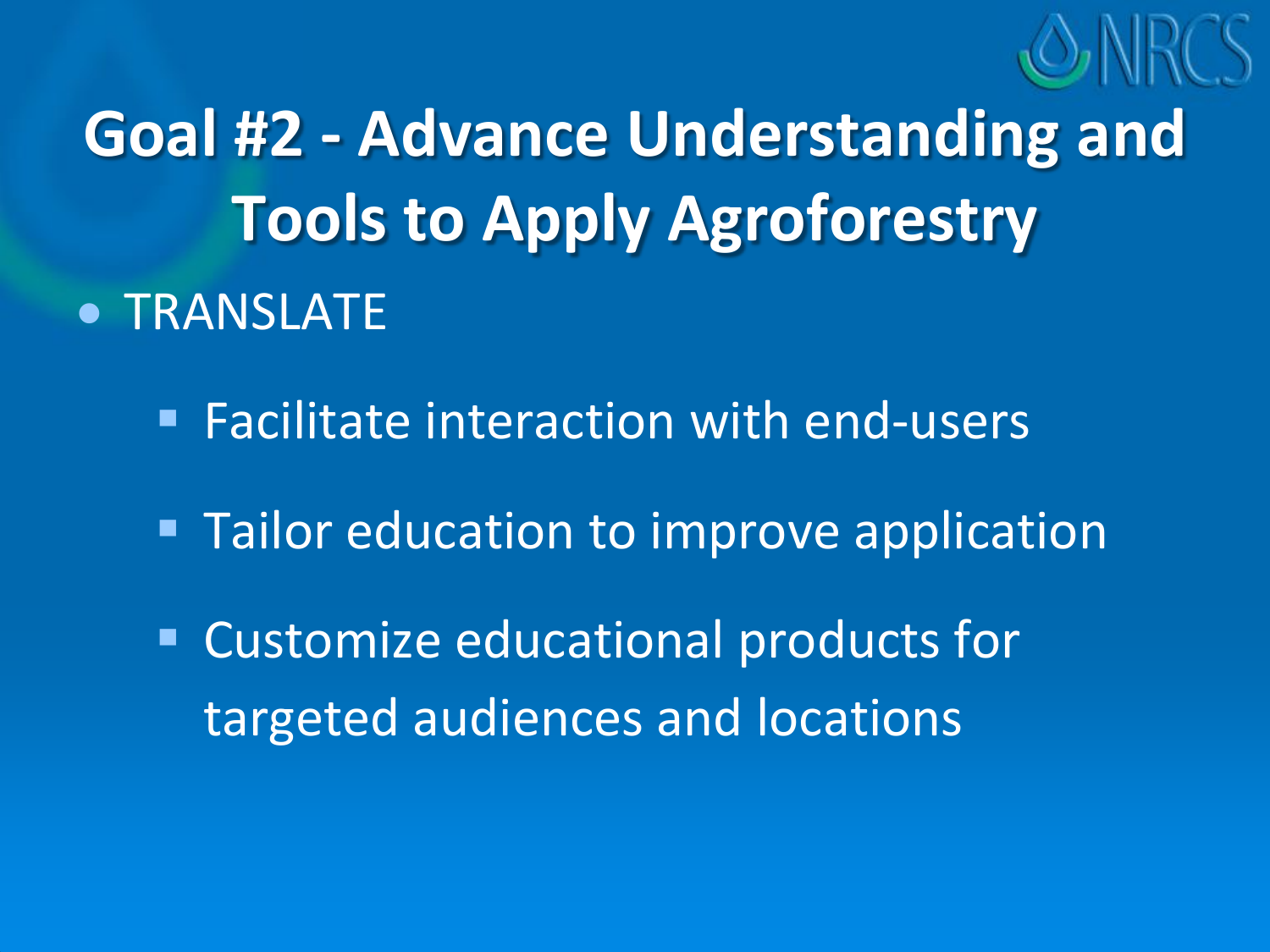# Goal #2 - Advance Understanding and Tools to Apply Agroforestry

- TRANSLATE
  - Facilitate interaction with end-users
  - Tailor education to improve application
  - Customize educational products for targeted audiences and locations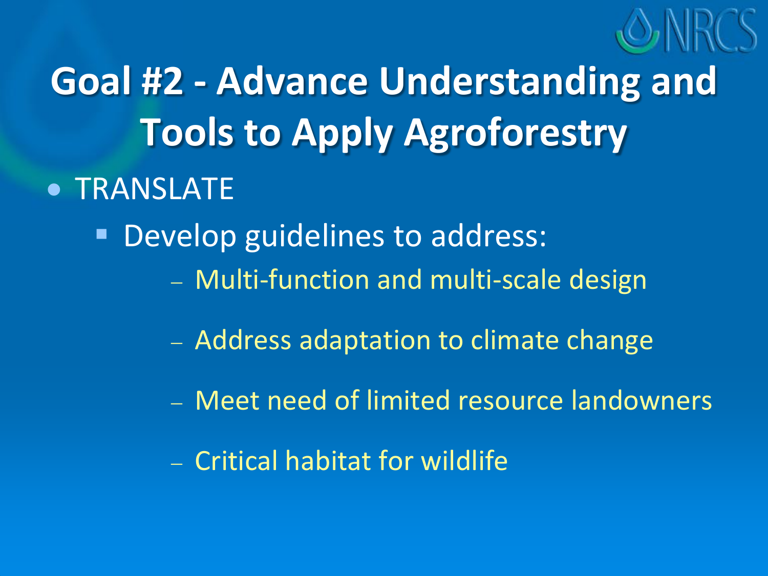# Goal #2 - Advance Understanding and Tools to Apply Agroforestry

- TRANSLATE
  - Develop guidelines to address:
    - Multi-function and multi-scale design
    - Address adaptation to climate change
    - Meet need of limited resource landowners
    - Critical habitat for wildlife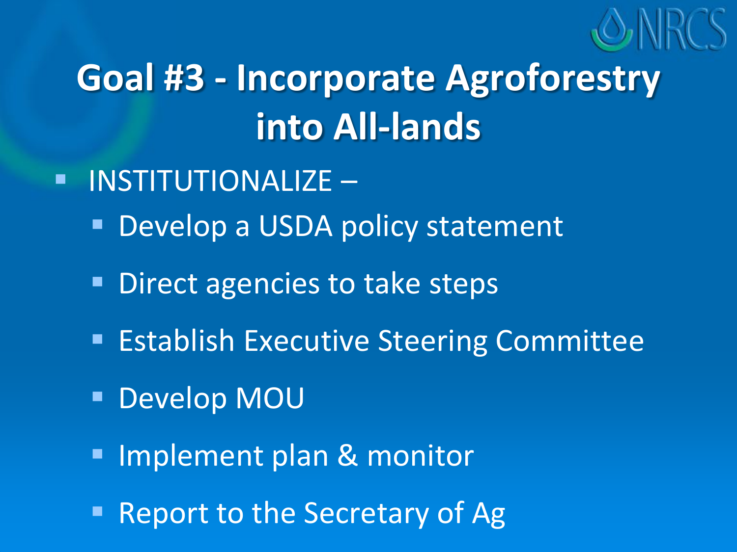# Goal #3 - Incorporate Agroforestry into All-lands

- INSTITUTIONALIZE –
  - Develop a USDA policy statement
  - Direct agencies to take steps
  - Establish Executive Steering Committee
  - Develop MOU
  - Implement plan & monitor
  - Report to the Secretary of Ag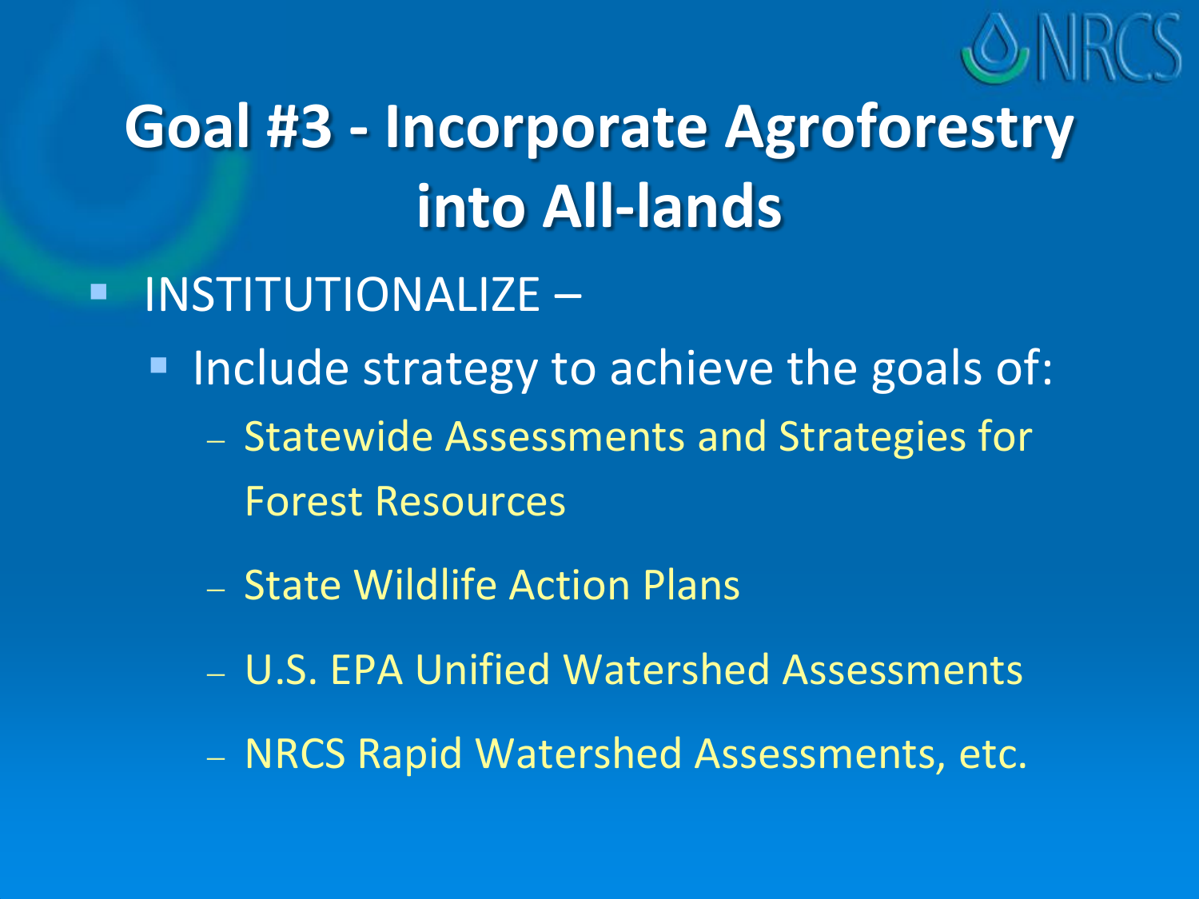# Goal #3 - Incorporate Agroforestry into All-lands

- INSTITUTIONALIZE –
  - Include strategy to achieve the goals of:
    - Statewide Assessments and Strategies for Forest Resources
    - State Wildlife Action Plans
    - U.S. EPA Unified Watershed Assessments
    - NRCS Rapid Watershed Assessments, etc.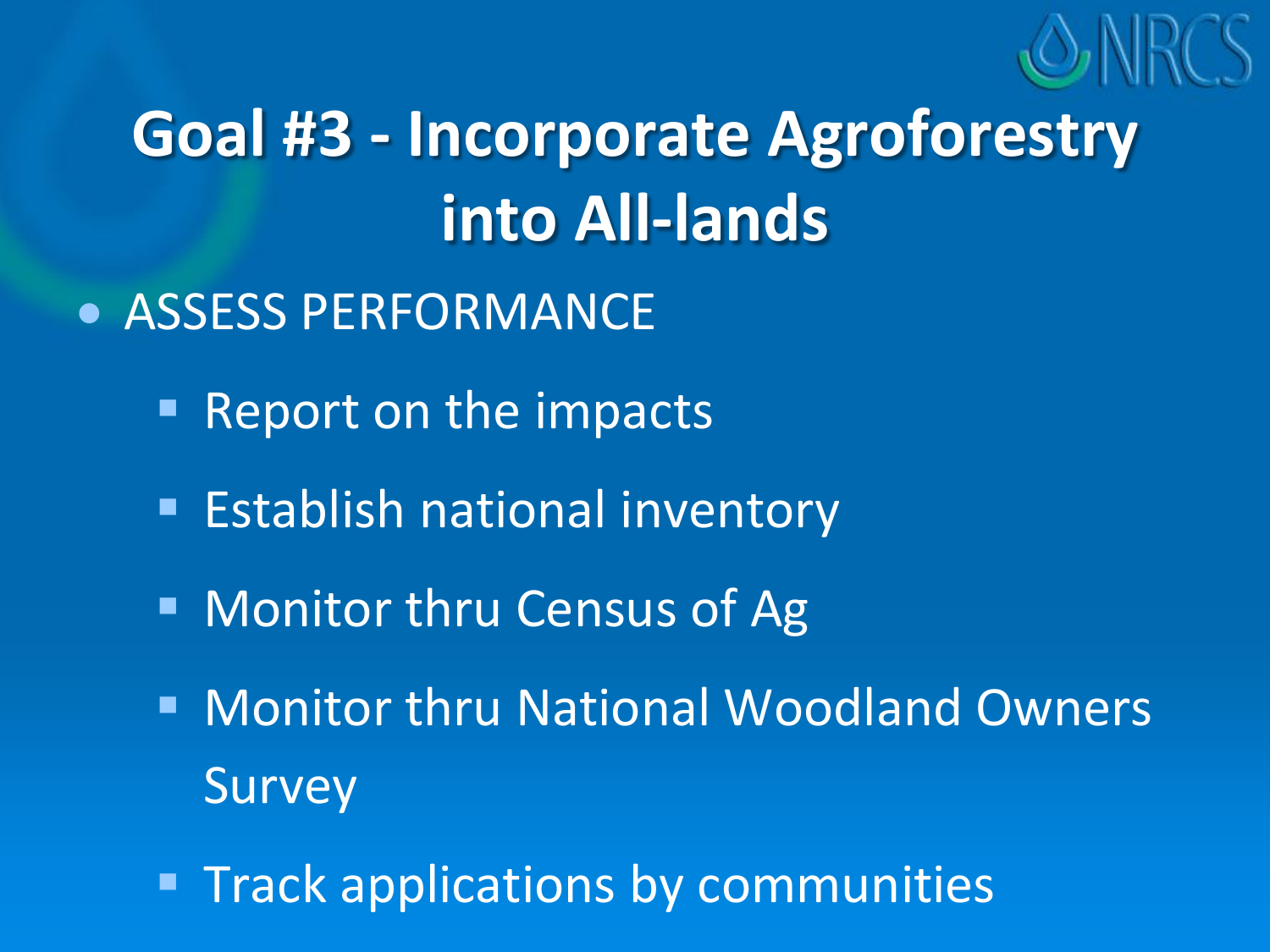# Goal #3 - Incorporate Agroforestry into All-lands

- ASSESS PERFORMANCE
  - Report on the impacts
  - Establish national inventory
  - Monitor thru Census of Ag
  - Monitor thru National Woodland Owners Survey
  - Track applications by communities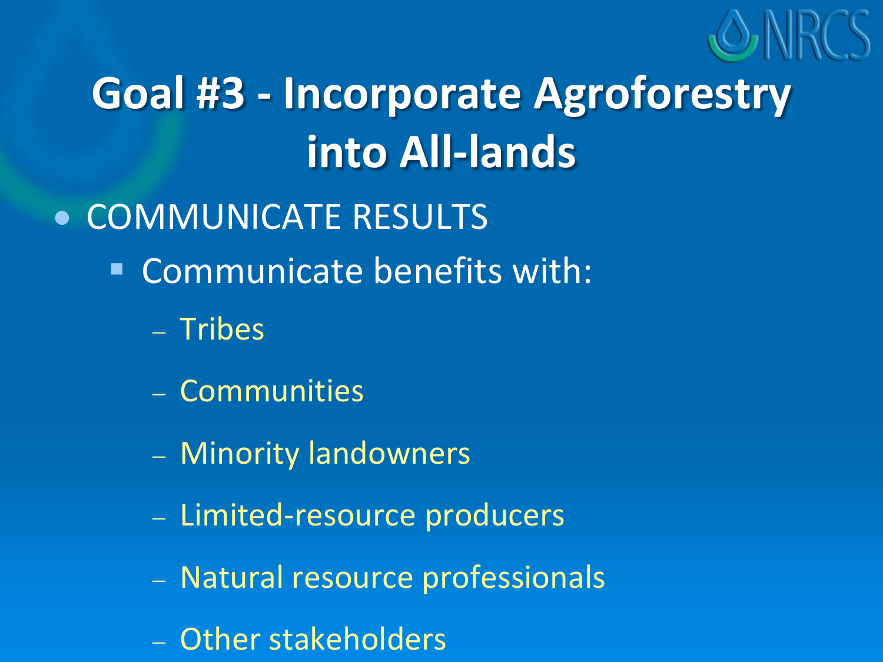# Goal #3 - Incorporate Agroforestry into All-lands

- COMMUNICATE RESULTS
  - Communicate benefits with:
    - Tribes
    - Communities
    - Minority landowners
    - Limited-resource producers
    - Natural resource professionals
    - Other stakeholders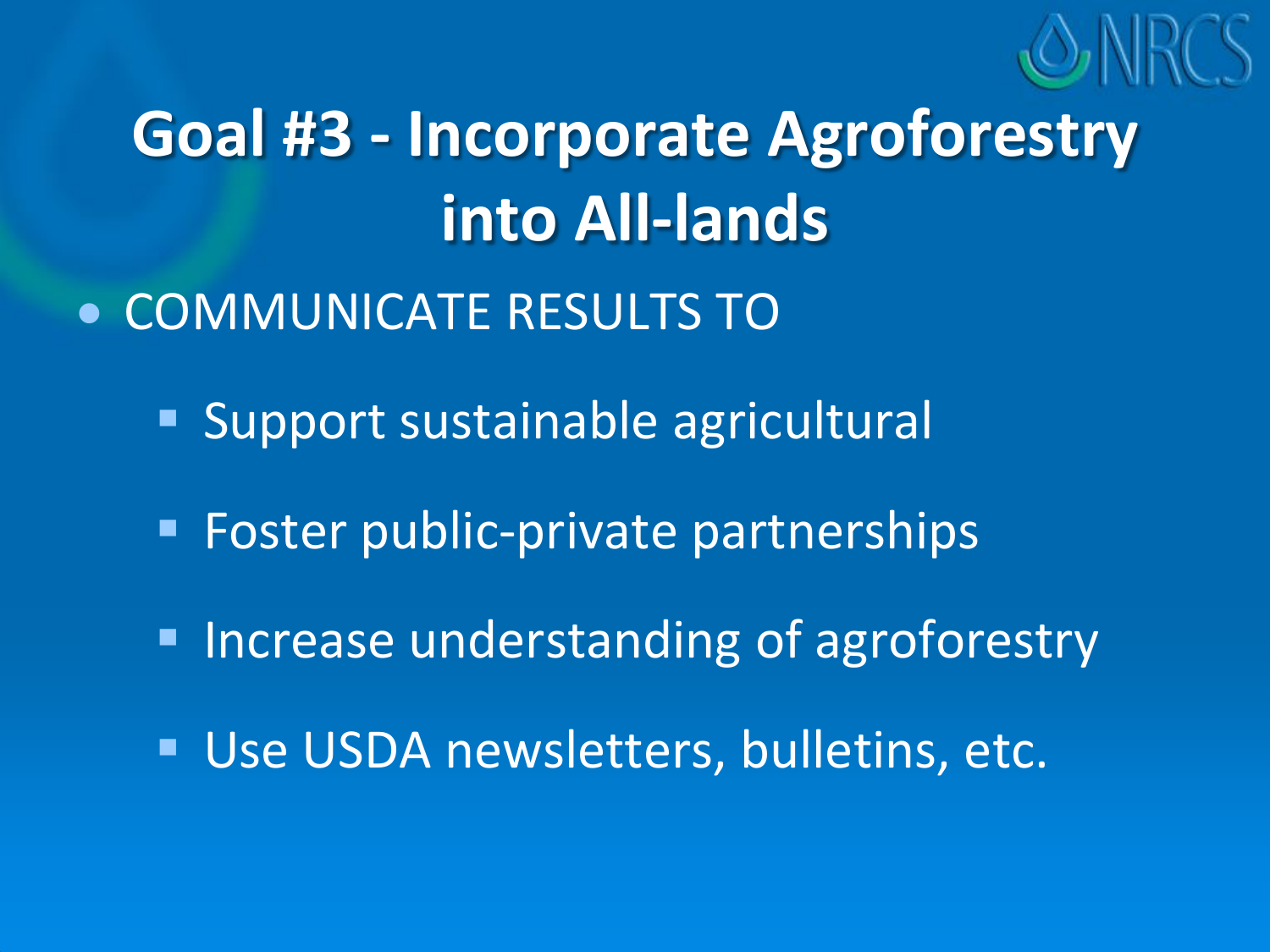# Goal #3 - Incorporate Agroforestry into All-lands

- COMMUNICATE RESULTS TO
  - Support sustainable agricultural
  - Foster public-private partnerships
  - Increase understanding of agroforestry
  - Use USDA newsletters, bulletins, etc.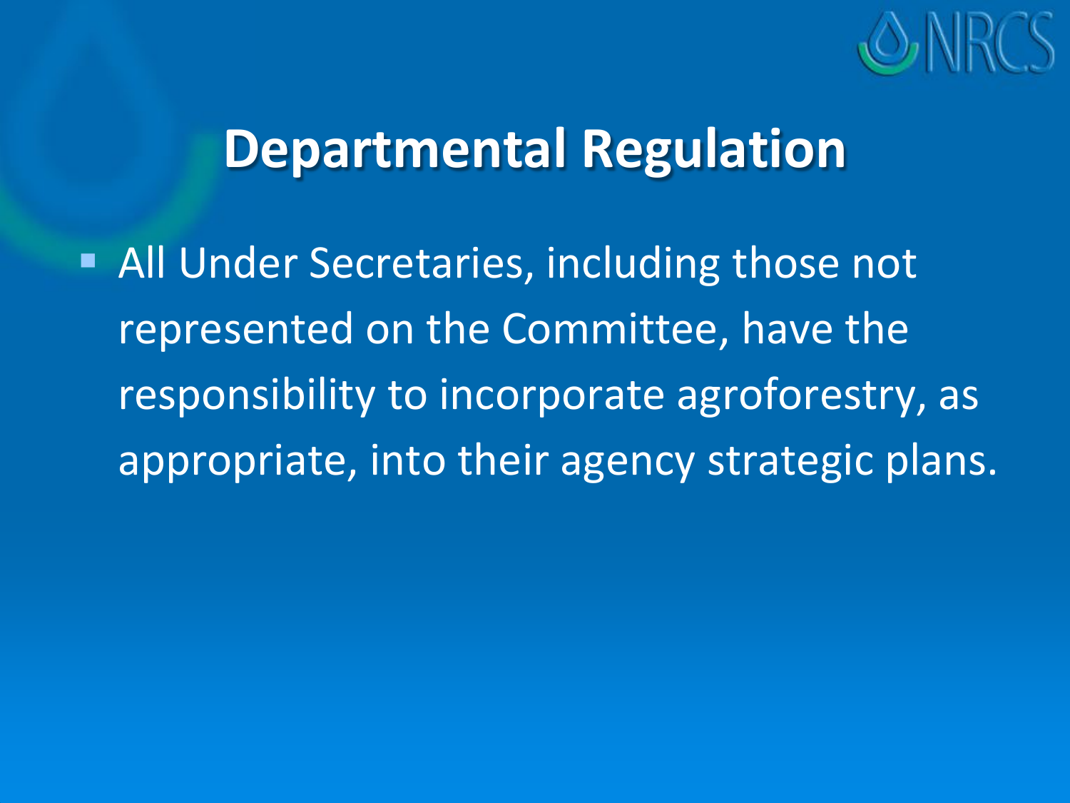# Departmental Regulation

- All Under Secretaries, including those not represented on the Committee, have the responsibility to incorporate agroforestry, as appropriate, into their agency strategic plans.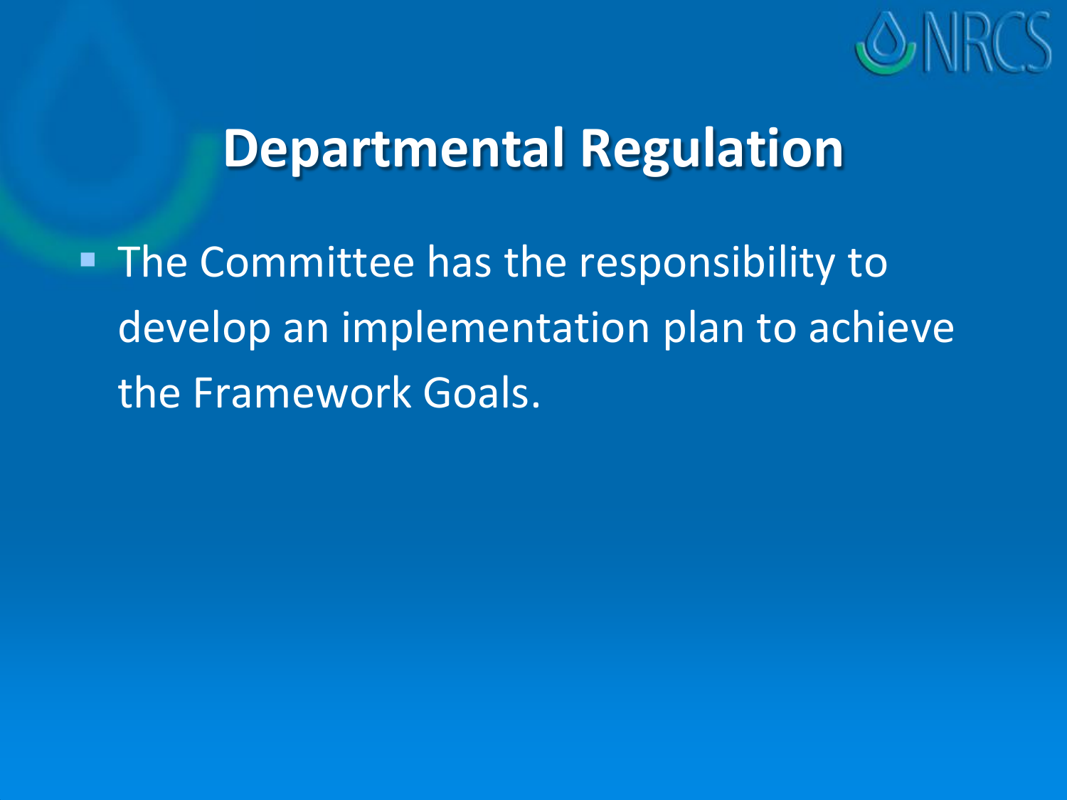# Departmental Regulation

- The Committee has the responsibility to develop an implementation plan to achieve the Framework Goals.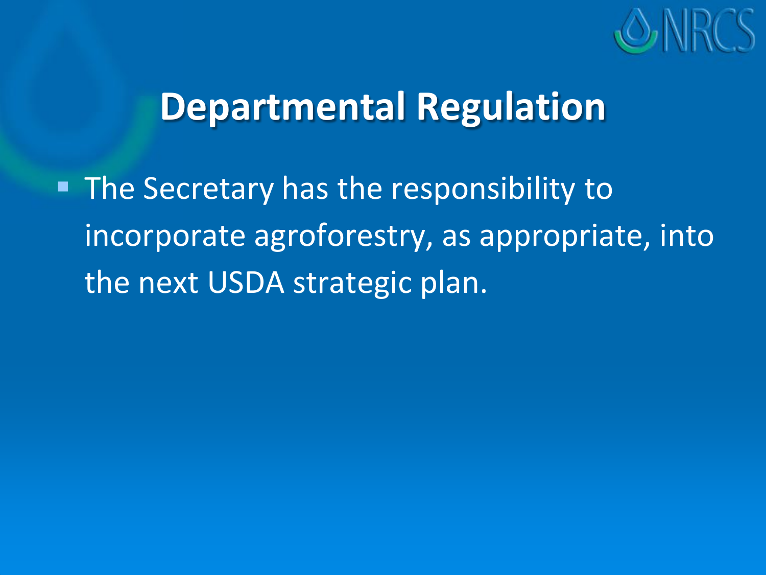# Departmental Regulation

- The Secretary has the responsibility to incorporate agroforestry, as appropriate, into the next USDA strategic plan.